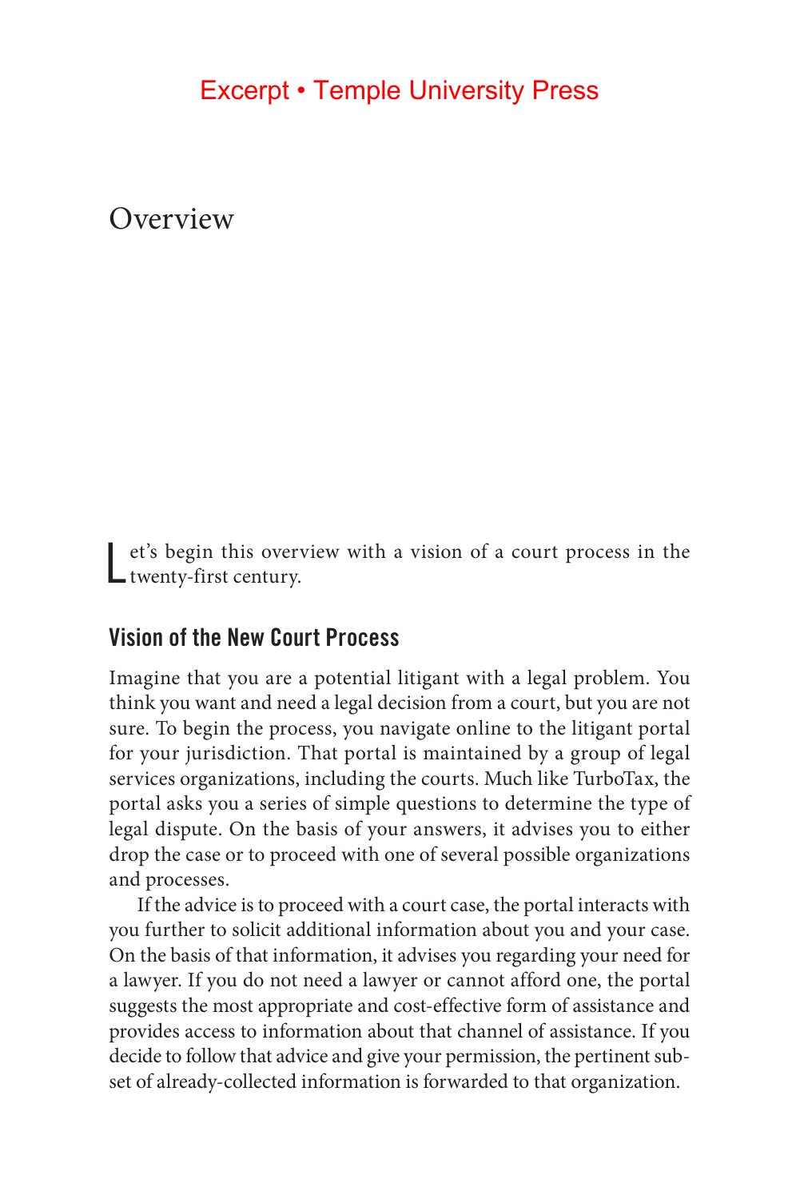# Overview

Let's begin this overview with a vision of a court process in the twenty-first century.

## Vision of the New Court Process

Imagine that you are a potential litigant with a legal problem. You think you want and need a legal decision from a court, but you are not sure. To begin the process, you navigate online to the litigant portal for your jurisdiction. That portal is maintained by a group of legal services organizations, including the courts. Much like TurboTax, the portal asks you a series of simple questions to determine the type of legal dispute. On the basis of your answers, it advises you to either drop the case or to proceed with one of several possible organizations and processes.

If the advice is to proceed with a court case, the portal interacts with you further to solicit additional information about you and your case. On the basis of that information, it advises you regarding your need for a lawyer. If you do not need a lawyer or cannot afford one, the portal suggests the most appropriate and cost-effective form of assistance and provides access to information about that channel of assistance. If you decide to follow that advice and give your permission, the pertinent subset of already-collected information is forwarded to that organization.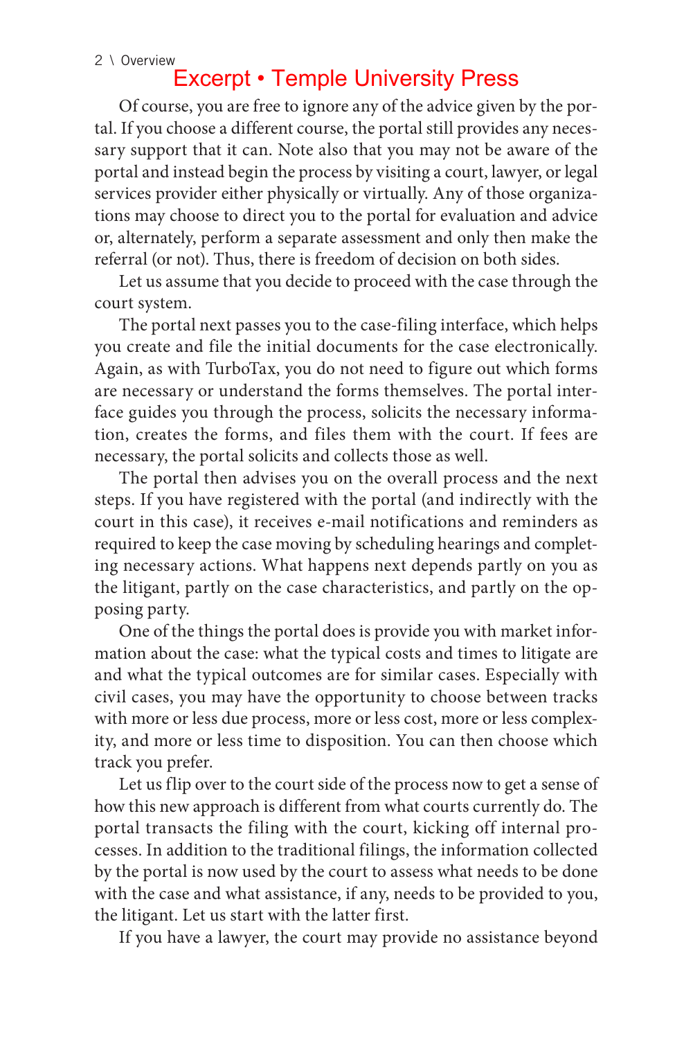Of course, you are free to ignore any of the advice given by the portal. If you choose a different course, the portal still provides any necessary support that it can. Note also that you may not be aware of the portal and instead begin the process by visiting a court, lawyer, or legal services provider either physically or virtually. Any of those organizations may choose to direct you to the portal for evaluation and advice or, alternately, perform a separate assessment and only then make the referral (or not). Thus, there is freedom of decision on both sides.

Let us assume that you decide to proceed with the case through the court system.

The portal next passes you to the case-filing interface, which helps you create and file the initial documents for the case electronically. Again, as with TurboTax, you do not need to figure out which forms are necessary or understand the forms themselves. The portal interface guides you through the process, solicits the necessary information, creates the forms, and files them with the court. If fees are necessary, the portal solicits and collects those as well.

The portal then advises you on the overall process and the next steps. If you have registered with the portal (and indirectly with the court in this case), it receives e-mail notifications and reminders as required to keep the case moving by scheduling hearings and completing necessary actions. What happens next depends partly on you as the litigant, partly on the case characteristics, and partly on the opposing party.

One of the things the portal does is provide you with market information about the case: what the typical costs and times to litigate are and what the typical outcomes are for similar cases. Especially with civil cases, you may have the opportunity to choose between tracks with more or less due process, more or less cost, more or less complexity, and more or less time to disposition. You can then choose which track you prefer.

Let us flip over to the court side of the process now to get a sense of how this new approach is different from what courts currently do. The portal transacts the filing with the court, kicking off internal processes. In addition to the traditional filings, the information collected by the portal is now used by the court to assess what needs to be done with the case and what assistance, if any, needs to be provided to you, the litigant. Let us start with the latter first.

If you have a lawyer, the court may provide no assistance beyond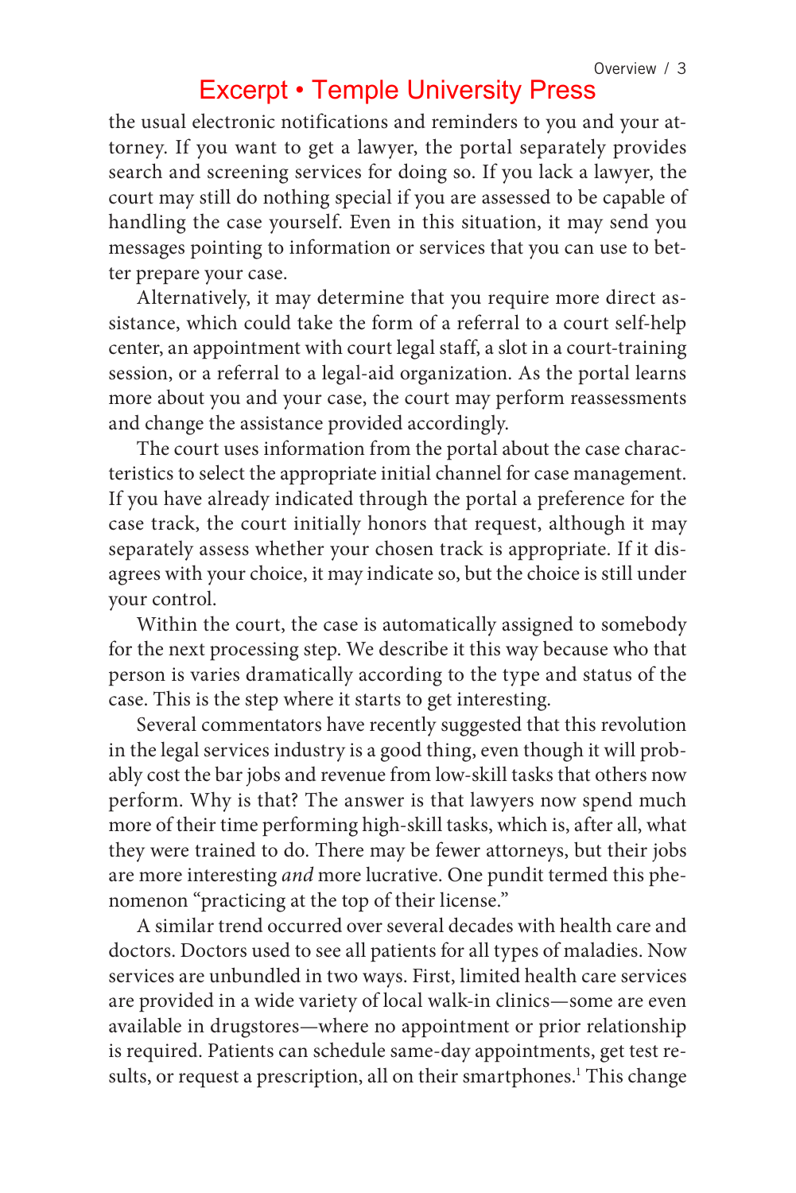the usual electronic notifications and reminders to you and your attorney. If you want to get a lawyer, the portal separately provides search and screening services for doing so. If you lack a lawyer, the court may still do nothing special if you are assessed to be capable of handling the case yourself. Even in this situation, it may send you messages pointing to information or services that you can use to better prepare your case.

Alternatively, it may determine that you require more direct assistance, which could take the form of a referral to a court self-help center, an appointment with court legal staff, a slot in a court-training session, or a referral to a legal-aid organization. As the portal learns more about you and your case, the court may perform reassessments and change the assistance provided accordingly.

The court uses information from the portal about the case characteristics to select the appropriate initial channel for case management. If you have already indicated through the portal a preference for the case track, the court initially honors that request, although it may separately assess whether your chosen track is appropriate. If it disagrees with your choice, it may indicate so, but the choice is still under your control.

Within the court, the case is automatically assigned to somebody for the next processing step. We describe it this way because who that person is varies dramatically according to the type and status of the case. This is the step where it starts to get interesting.

Several commentators have recently suggested that this revolution in the legal services industry is a good thing, even though it will probably cost the bar jobs and revenue from low-skill tasks that others now perform. Why is that? The answer is that lawyers now spend much more of their time performing high-skill tasks, which is, after all, what they were trained to do. There may be fewer attorneys, but their jobs are more interesting *and* more lucrative. One pundit termed this phenomenon "practicing at the top of their license."

A similar trend occurred over several decades with health care and doctors. Doctors used to see all patients for all types of maladies. Now services are unbundled in two ways. First, limited health care services are provided in a wide variety of local walk-in clinics—some are even available in drugstores—where no appointment or prior relationship is required. Patients can schedule same-day appointments, get test results, or request a prescription, all on their smartphones.[1] This change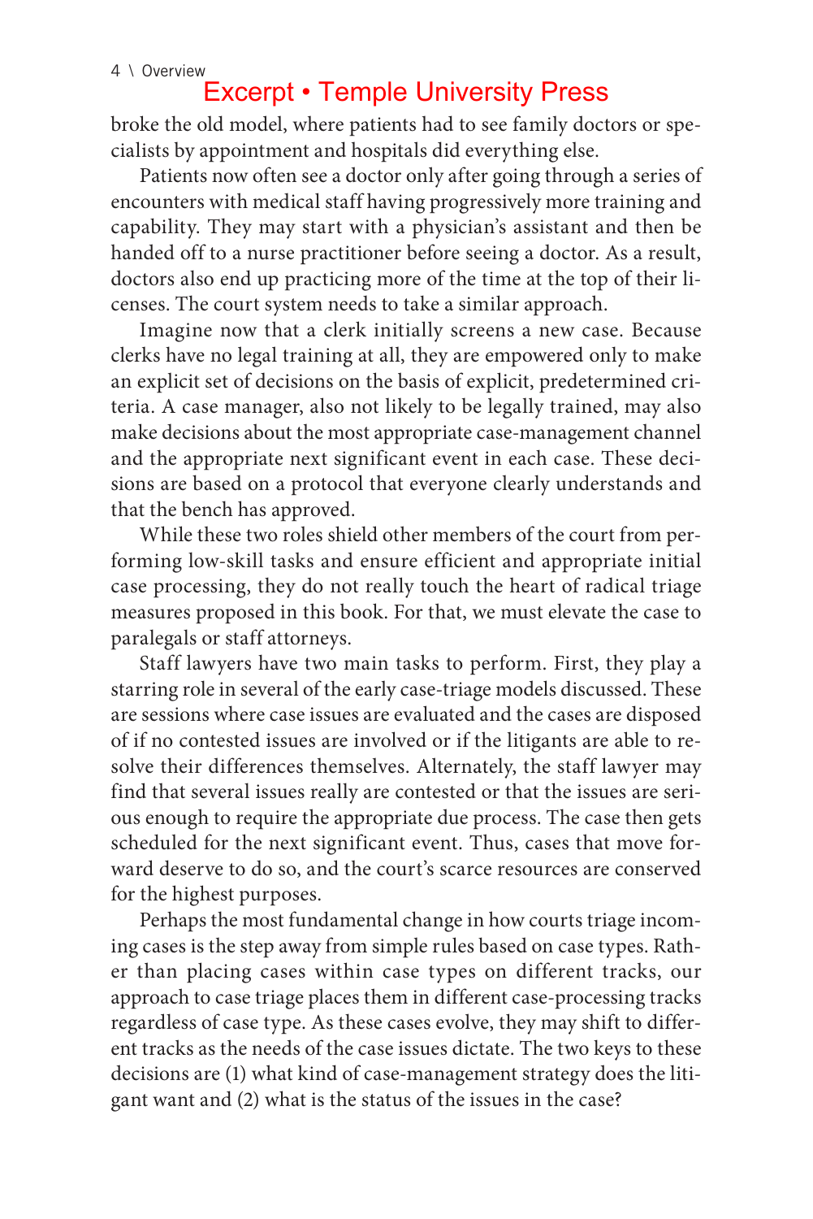broke the old model, where patients had to see family doctors or specialists by appointment and hospitals did everything else.

Patients now often see a doctor only after going through a series of encounters with medical staff having progressively more training and capability. They may start with a physician's assistant and then be handed off to a nurse practitioner before seeing a doctor. As a result, doctors also end up practicing more of the time at the top of their licenses. The court system needs to take a similar approach.

Imagine now that a clerk initially screens a new case. Because clerks have no legal training at all, they are empowered only to make an explicit set of decisions on the basis of explicit, predetermined criteria. A case manager, also not likely to be legally trained, may also make decisions about the most appropriate case-management channel and the appropriate next significant event in each case. These decisions are based on a protocol that everyone clearly understands and that the bench has approved.

While these two roles shield other members of the court from performing low-skill tasks and ensure efficient and appropriate initial case processing, they do not really touch the heart of radical triage measures proposed in this book. For that, we must elevate the case to paralegals or staff attorneys.

Staff lawyers have two main tasks to perform. First, they play a starring role in several of the early case-triage models discussed. These are sessions where case issues are evaluated and the cases are disposed of if no contested issues are involved or if the litigants are able to resolve their differences themselves. Alternately, the staff lawyer may find that several issues really are contested or that the issues are serious enough to require the appropriate due process. The case then gets scheduled for the next significant event. Thus, cases that move forward deserve to do so, and the court's scarce resources are conserved for the highest purposes.

Perhaps the most fundamental change in how courts triage incoming cases is the step away from simple rules based on case types. Rather than placing cases within case types on different tracks, our approach to case triage places them in different case-processing tracks regardless of case type. As these cases evolve, they may shift to different tracks as the needs of the case issues dictate. The two keys to these decisions are (1) what kind of case-management strategy does the litigant want and (2) what is the status of the issues in the case?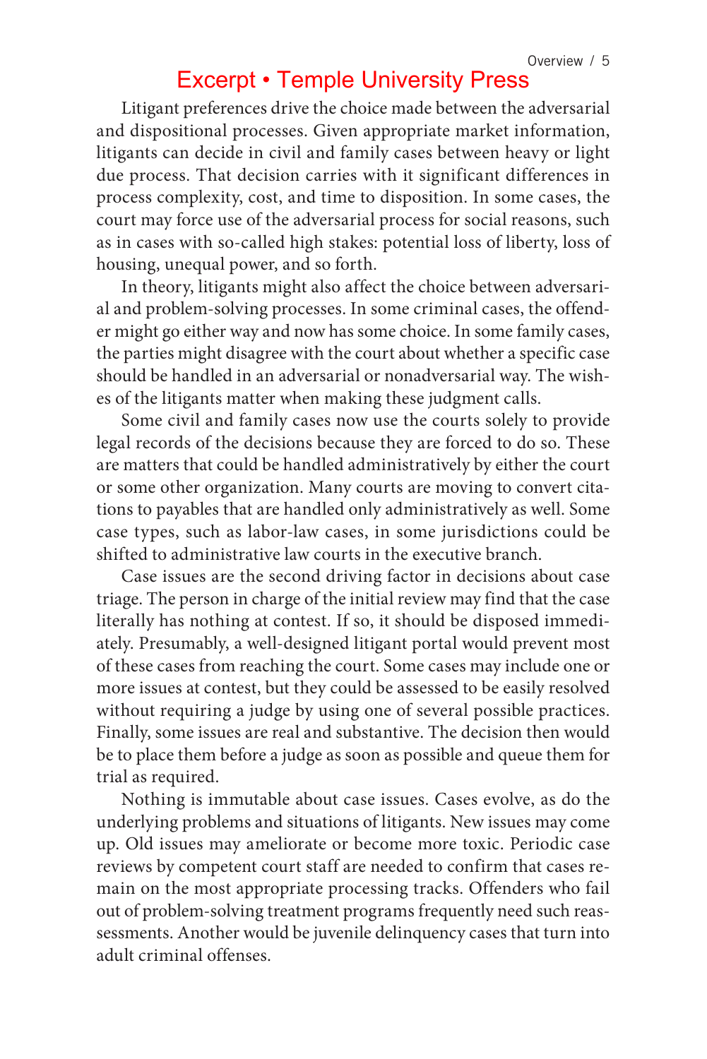Litigant preferences drive the choice made between the adversarial and dispositional processes. Given appropriate market information, litigants can decide in civil and family cases between heavy or light due process. That decision carries with it significant differences in process complexity, cost, and time to disposition. In some cases, the court may force use of the adversarial process for social reasons, such as in cases with so-called high stakes: potential loss of liberty, loss of housing, unequal power, and so forth.

In theory, litigants might also affect the choice between adversarial and problem-solving processes. In some criminal cases, the offender might go either way and now has some choice. In some family cases, the parties might disagree with the court about whether a specific case should be handled in an adversarial or nonadversarial way. The wishes of the litigants matter when making these judgment calls.

Some civil and family cases now use the courts solely to provide legal records of the decisions because they are forced to do so. These are matters that could be handled administratively by either the court or some other organization. Many courts are moving to convert citations to payables that are handled only administratively as well. Some case types, such as labor-law cases, in some jurisdictions could be shifted to administrative law courts in the executive branch.

Case issues are the second driving factor in decisions about case triage. The person in charge of the initial review may find that the case literally has nothing at contest. If so, it should be disposed immediately. Presumably, a well-designed litigant portal would prevent most of these cases from reaching the court. Some cases may include one or more issues at contest, but they could be assessed to be easily resolved without requiring a judge by using one of several possible practices. Finally, some issues are real and substantive. The decision then would be to place them before a judge as soon as possible and queue them for trial as required.

Nothing is immutable about case issues. Cases evolve, as do the underlying problems and situations of litigants. New issues may come up. Old issues may ameliorate or become more toxic. Periodic case reviews by competent court staff are needed to confirm that cases remain on the most appropriate processing tracks. Offenders who fail out of problem-solving treatment programs frequently need such reassessments. Another would be juvenile delinquency cases that turn into adult criminal offenses.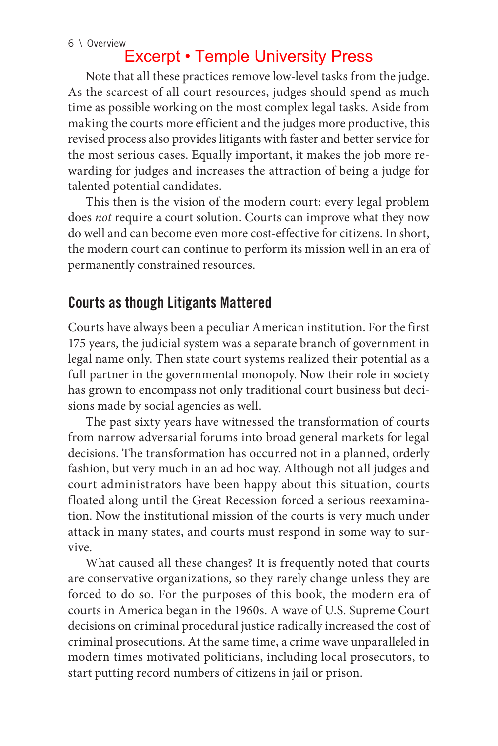Note that all these practices remove low-level tasks from the judge. As the scarcest of all court resources, judges should spend as much time as possible working on the most complex legal tasks. Aside from making the courts more efficient and the judges more productive, this revised process also provides litigants with faster and better service for the most serious cases. Equally important, it makes the job more rewarding for judges and increases the attraction of being a judge for talented potential candidates.

This then is the vision of the modern court: every legal problem does *not* require a court solution. Courts can improve what they now do well and can become even more cost-effective for citizens. In short, the modern court can continue to perform its mission well in an era of permanently constrained resources.

## Courts as though Litigants Mattered

Courts have always been a peculiar American institution. For the first 175 years, the judicial system was a separate branch of government in legal name only. Then state court systems realized their potential as a full partner in the governmental monopoly. Now their role in society has grown to encompass not only traditional court business but decisions made by social agencies as well.

The past sixty years have witnessed the transformation of courts from narrow adversarial forums into broad general markets for legal decisions. The transformation has occurred not in a planned, orderly fashion, but very much in an ad hoc way. Although not all judges and court administrators have been happy about this situation, courts floated along until the Great Recession forced a serious reexamination. Now the institutional mission of the courts is very much under attack in many states, and courts must respond in some way to survive.

What caused all these changes? It is frequently noted that courts are conservative organizations, so they rarely change unless they are forced to do so. For the purposes of this book, the modern era of courts in America began in the 1960s. A wave of U.S. Supreme Court decisions on criminal procedural justice radically increased the cost of criminal prosecutions. At the same time, a crime wave unparalleled in modern times motivated politicians, including local prosecutors, to start putting record numbers of citizens in jail or prison.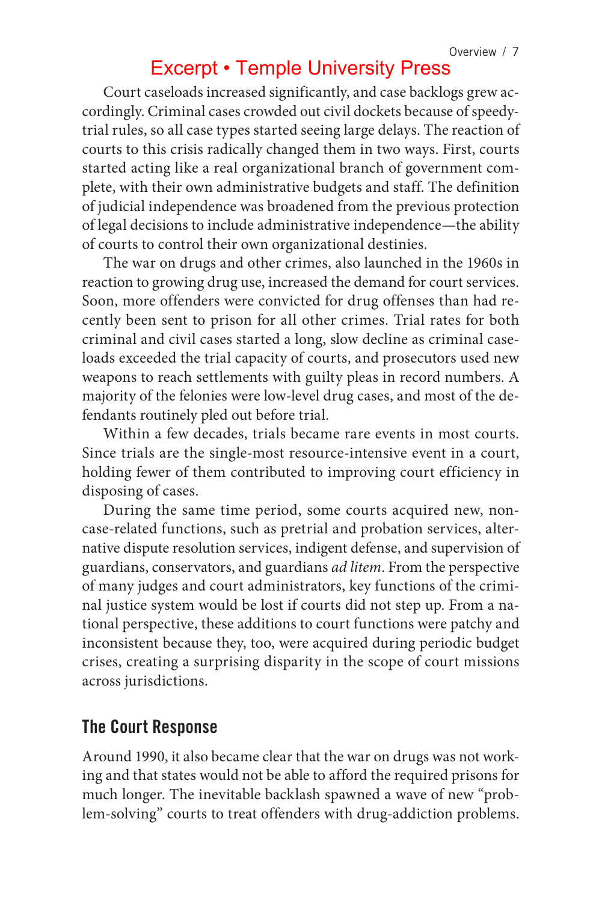Court caseloads increased significantly, and case backlogs grew accordingly. Criminal cases crowded out civil dockets because of speedy-trial rules, so all case types started seeing large delays. The reaction of courts to this crisis radically changed them in two ways. First, courts started acting like a real organizational branch of government complete, with their own administrative budgets and staff. The definition of judicial independence was broadened from the previous protection of legal decisions to include administrative independence—the ability of courts to control their own organizational destinies.

The war on drugs and other crimes, also launched in the 1960s in reaction to growing drug use, increased the demand for court services. Soon, more offenders were convicted for drug offenses than had recently been sent to prison for all other crimes. Trial rates for both criminal and civil cases started a long, slow decline as criminal caseloads exceeded the trial capacity of courts, and prosecutors used new weapons to reach settlements with guilty pleas in record numbers. A majority of the felonies were low-level drug cases, and most of the defendants routinely pled out before trial.

Within a few decades, trials became rare events in most courts. Since trials are the single-most resource-intensive event in a court, holding fewer of them contributed to improving court efficiency in disposing of cases.

During the same time period, some courts acquired new, non-case-related functions, such as pretrial and probation services, alternative dispute resolution services, indigent defense, and supervision of guardians, conservators, and guardians *ad litem*. From the perspective of many judges and court administrators, key functions of the criminal justice system would be lost if courts did not step up. From a national perspective, these additions to court functions were patchy and inconsistent because they, too, were acquired during periodic budget crises, creating a surprising disparity in the scope of court missions across jurisdictions.

## The Court Response

Around 1990, it also became clear that the war on drugs was not working and that states would not be able to afford the required prisons for much longer. The inevitable backlash spawned a wave of new "problem-solving" courts to treat offenders with drug-addiction problems.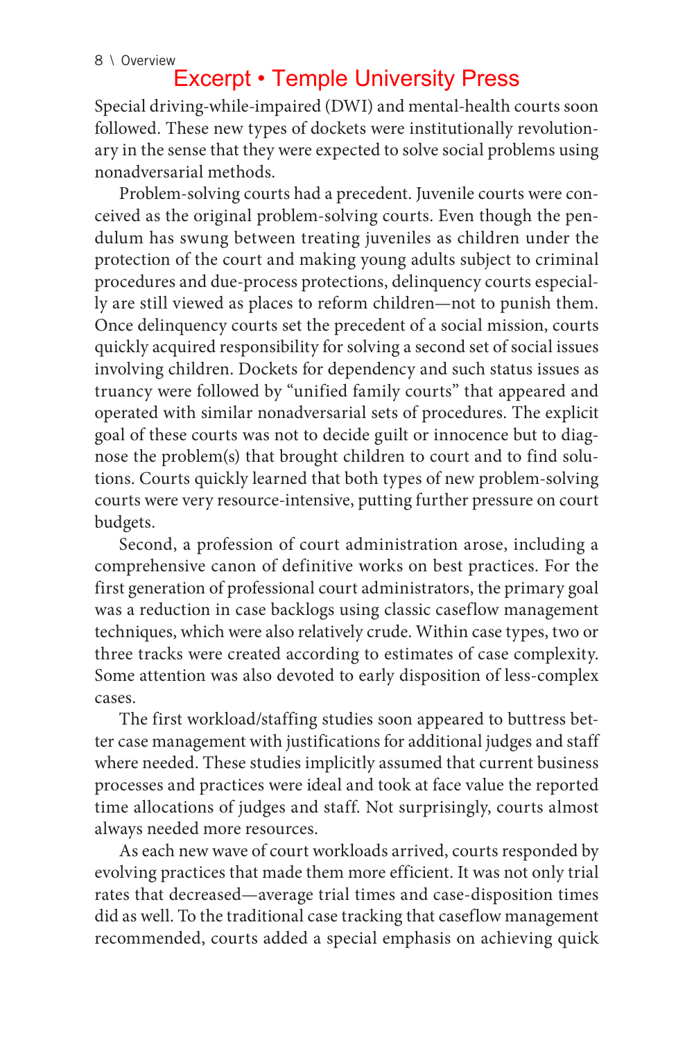Special driving-while-impaired (DWI) and mental-health courts soon followed. These new types of dockets were institutionally revolutionary in the sense that they were expected to solve social problems using nonadversarial methods.

Problem-solving courts had a precedent. Juvenile courts were conceived as the original problem-solving courts. Even though the pendulum has swung between treating juveniles as children under the protection of the court and making young adults subject to criminal procedures and due-process protections, delinquency courts especially are still viewed as places to reform children—not to punish them. Once delinquency courts set the precedent of a social mission, courts quickly acquired responsibility for solving a second set of social issues involving children. Dockets for dependency and such status issues as truancy were followed by "unified family courts" that appeared and operated with similar nonadversarial sets of procedures. The explicit goal of these courts was not to decide guilt or innocence but to diagnose the problem(s) that brought children to court and to find solutions. Courts quickly learned that both types of new problem-solving courts were very resource-intensive, putting further pressure on court budgets.

Second, a profession of court administration arose, including a comprehensive canon of definitive works on best practices. For the first generation of professional court administrators, the primary goal was a reduction in case backlogs using classic caseflow management techniques, which were also relatively crude. Within case types, two or three tracks were created according to estimates of case complexity. Some attention was also devoted to early disposition of less-complex cases.

The first workload/staffing studies soon appeared to buttress better case management with justifications for additional judges and staff where needed. These studies implicitly assumed that current business processes and practices were ideal and took at face value the reported time allocations of judges and staff. Not surprisingly, courts almost always needed more resources.

As each new wave of court workloads arrived, courts responded by evolving practices that made them more efficient. It was not only trial rates that decreased—average trial times and case-disposition times did as well. To the traditional case tracking that caseflow management recommended, courts added a special emphasis on achieving quick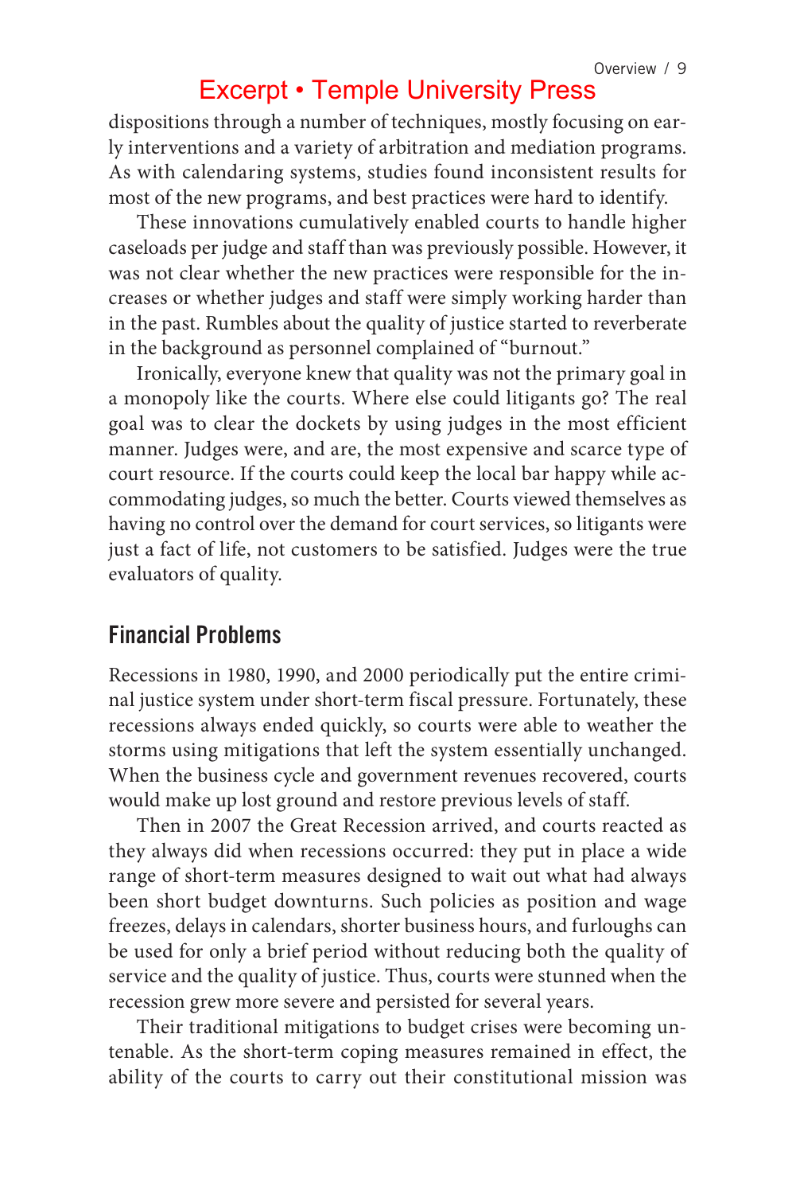dispositions through a number of techniques, mostly focusing on early interventions and a variety of arbitration and mediation programs. As with calendaring systems, studies found inconsistent results for most of the new programs, and best practices were hard to identify.

These innovations cumulatively enabled courts to handle higher caseloads per judge and staff than was previously possible. However, it was not clear whether the new practices were responsible for the increases or whether judges and staff were simply working harder than in the past. Rumbles about the quality of justice started to reverberate in the background as personnel complained of "burnout."

Ironically, everyone knew that quality was not the primary goal in a monopoly like the courts. Where else could litigants go? The real goal was to clear the dockets by using judges in the most efficient manner. Judges were, and are, the most expensive and scarce type of court resource. If the courts could keep the local bar happy while accommodating judges, so much the better. Courts viewed themselves as having no control over the demand for court services, so litigants were just a fact of life, not customers to be satisfied. Judges were the true evaluators of quality.

## Financial Problems

Recessions in 1980, 1990, and 2000 periodically put the entire criminal justice system under short-term fiscal pressure. Fortunately, these recessions always ended quickly, so courts were able to weather the storms using mitigations that left the system essentially unchanged. When the business cycle and government revenues recovered, courts would make up lost ground and restore previous levels of staff.

Then in 2007 the Great Recession arrived, and courts reacted as they always did when recessions occurred: they put in place a wide range of short-term measures designed to wait out what had always been short budget downturns. Such policies as position and wage freezes, delays in calendars, shorter business hours, and furloughs can be used for only a brief period without reducing both the quality of service and the quality of justice. Thus, courts were stunned when the recession grew more severe and persisted for several years.

Their traditional mitigations to budget crises were becoming untenable. As the short-term coping measures remained in effect, the ability of the courts to carry out their constitutional mission was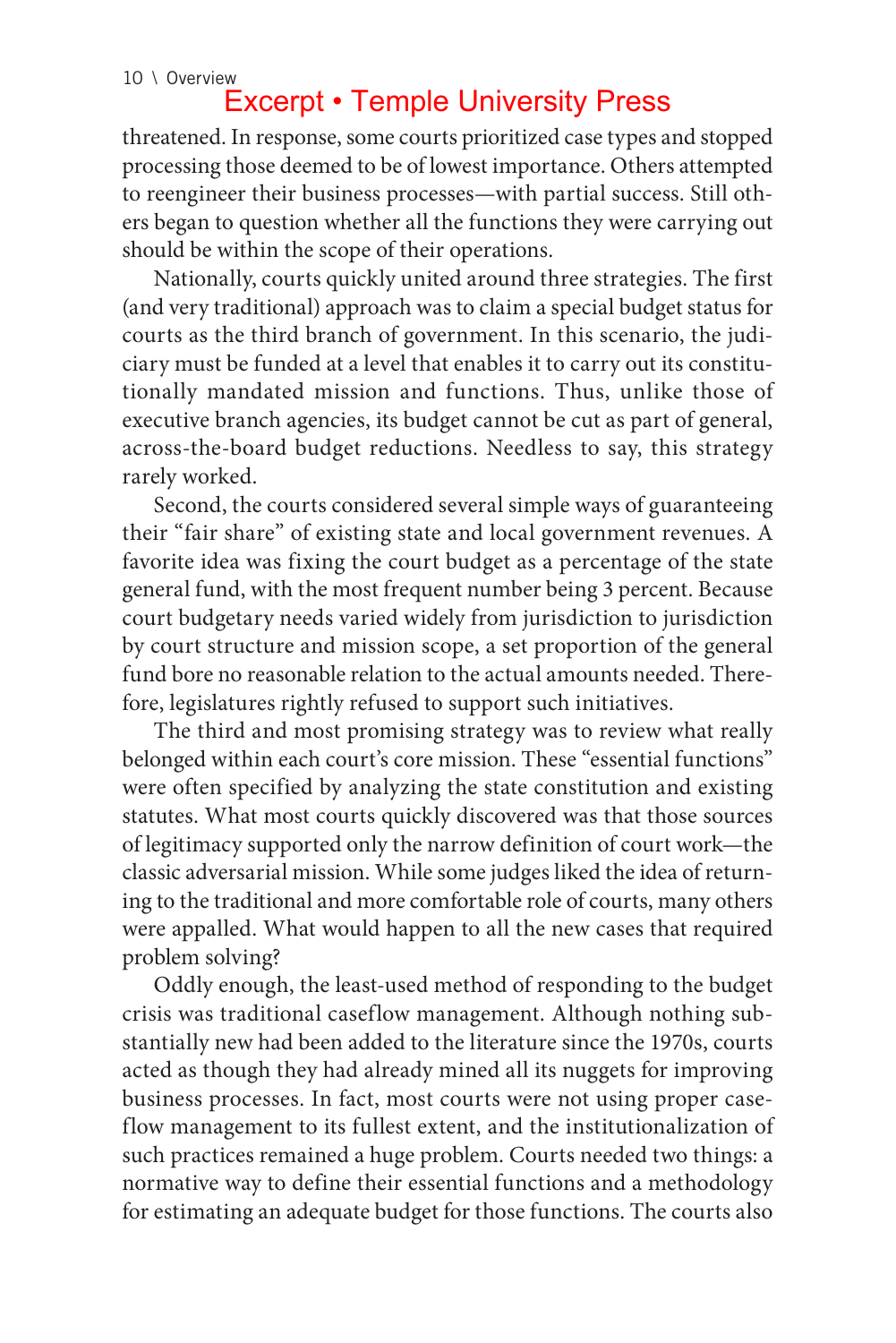threatened. In response, some courts prioritized case types and stopped processing those deemed to be of lowest importance. Others attempted to reengineer their business processes—with partial success. Still others began to question whether all the functions they were carrying out should be within the scope of their operations.

Nationally, courts quickly united around three strategies. The first (and very traditional) approach was to claim a special budget status for courts as the third branch of government. In this scenario, the judiciary must be funded at a level that enables it to carry out its constitutionally mandated mission and functions. Thus, unlike those of executive branch agencies, its budget cannot be cut as part of general, across-the-board budget reductions. Needless to say, this strategy rarely worked.

Second, the courts considered several simple ways of guaranteeing their "fair share" of existing state and local government revenues. A favorite idea was fixing the court budget as a percentage of the state general fund, with the most frequent number being 3 percent. Because court budgetary needs varied widely from jurisdiction to jurisdiction by court structure and mission scope, a set proportion of the general fund bore no reasonable relation to the actual amounts needed. Therefore, legislatures rightly refused to support such initiatives.

The third and most promising strategy was to review what really belonged within each court's core mission. These "essential functions" were often specified by analyzing the state constitution and existing statutes. What most courts quickly discovered was that those sources of legitimacy supported only the narrow definition of court work—the classic adversarial mission. While some judges liked the idea of returning to the traditional and more comfortable role of courts, many others were appalled. What would happen to all the new cases that required problem solving?

Oddly enough, the least-used method of responding to the budget crisis was traditional caseflow management. Although nothing substantially new had been added to the literature since the 1970s, courts acted as though they had already mined all its nuggets for improving business processes. In fact, most courts were not using proper caseflow management to its fullest extent, and the institutionalization of such practices remained a huge problem. Courts needed two things: a normative way to define their essential functions and a methodology for estimating an adequate budget for those functions. The courts also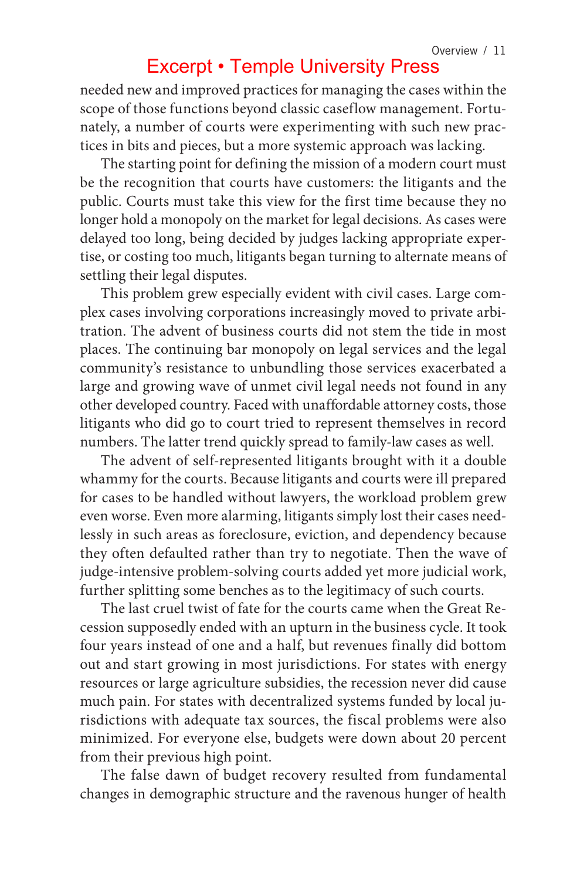needed new and improved practices for managing the cases within the scope of those functions beyond classic caseflow management. Fortunately, a number of courts were experimenting with such new practices in bits and pieces, but a more systemic approach was lacking.

The starting point for defining the mission of a modern court must be the recognition that courts have customers: the litigants and the public. Courts must take this view for the first time because they no longer hold a monopoly on the market for legal decisions. As cases were delayed too long, being decided by judges lacking appropriate expertise, or costing too much, litigants began turning to alternate means of settling their legal disputes.

This problem grew especially evident with civil cases. Large complex cases involving corporations increasingly moved to private arbitration. The advent of business courts did not stem the tide in most places. The continuing bar monopoly on legal services and the legal community's resistance to unbundling those services exacerbated a large and growing wave of unmet civil legal needs not found in any other developed country. Faced with unaffordable attorney costs, those litigants who did go to court tried to represent themselves in record numbers. The latter trend quickly spread to family-law cases as well.

The advent of self-represented litigants brought with it a double whammy for the courts. Because litigants and courts were ill prepared for cases to be handled without lawyers, the workload problem grew even worse. Even more alarming, litigants simply lost their cases needlessly in such areas as foreclosure, eviction, and dependency because they often defaulted rather than try to negotiate. Then the wave of judge-intensive problem-solving courts added yet more judicial work, further splitting some benches as to the legitimacy of such courts.

The last cruel twist of fate for the courts came when the Great Recession supposedly ended with an upturn in the business cycle. It took four years instead of one and a half, but revenues finally did bottom out and start growing in most jurisdictions. For states with energy resources or large agriculture subsidies, the recession never did cause much pain. For states with decentralized systems funded by local jurisdictions with adequate tax sources, the fiscal problems were also minimized. For everyone else, budgets were down about 20 percent from their previous high point.

The false dawn of budget recovery resulted from fundamental changes in demographic structure and the ravenous hunger of health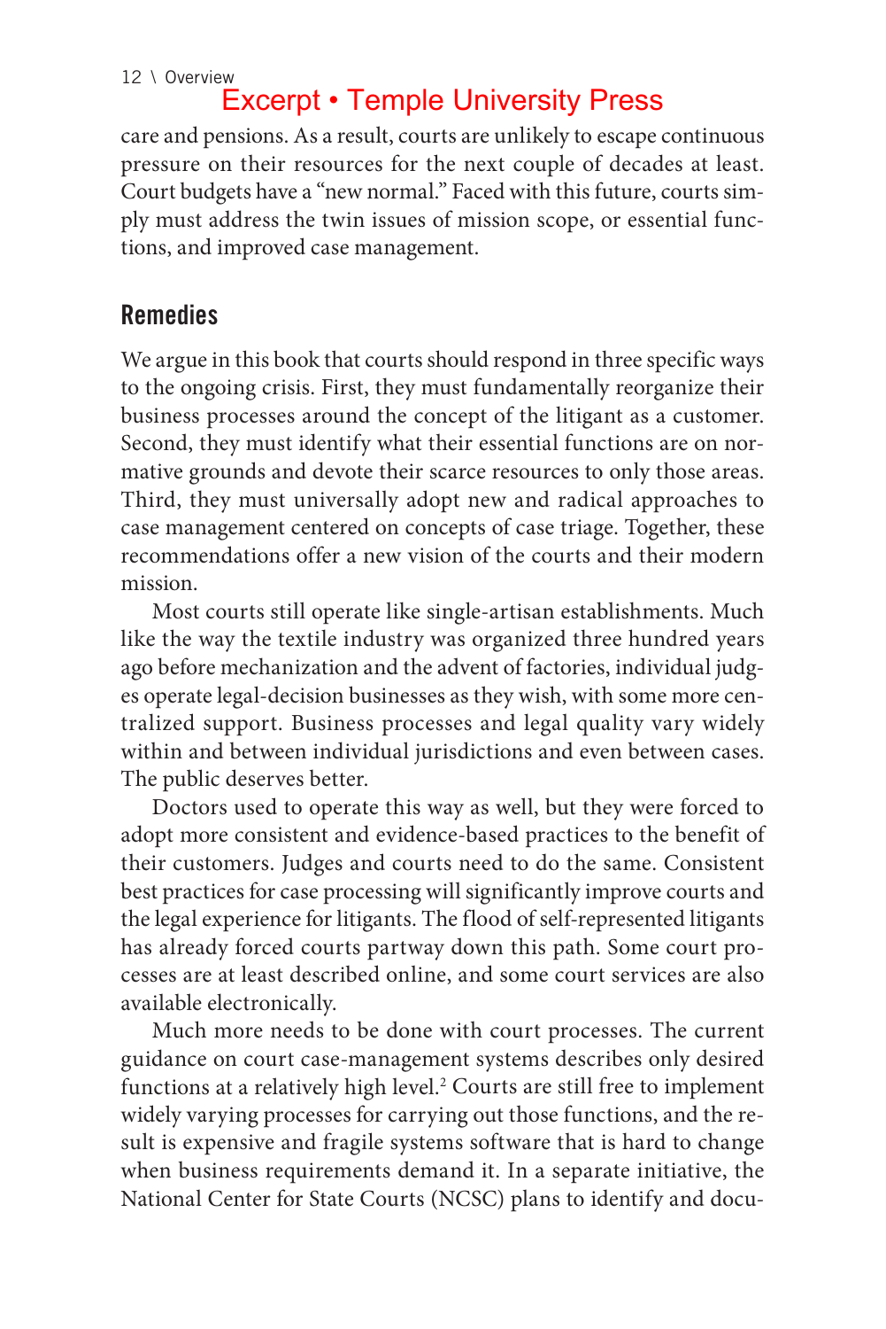care and pensions. As a result, courts are unlikely to escape continuous pressure on their resources for the next couple of decades at least. Court budgets have a "new normal." Faced with this future, courts simply must address the twin issues of mission scope, or essential functions, and improved case management.

## Remedies

We argue in this book that courts should respond in three specific ways to the ongoing crisis. First, they must fundamentally reorganize their business processes around the concept of the litigant as a customer. Second, they must identify what their essential functions are on normative grounds and devote their scarce resources to only those areas. Third, they must universally adopt new and radical approaches to case management centered on concepts of case triage. Together, these recommendations offer a new vision of the courts and their modern mission.

Most courts still operate like single-artisan establishments. Much like the way the textile industry was organized three hundred years ago before mechanization and the advent of factories, individual judges operate legal-decision businesses as they wish, with some more centralized support. Business processes and legal quality vary widely within and between individual jurisdictions and even between cases. The public deserves better.

Doctors used to operate this way as well, but they were forced to adopt more consistent and evidence-based practices to the benefit of their customers. Judges and courts need to do the same. Consistent best practices for case processing will significantly improve courts and the legal experience for litigants. The flood of self-represented litigants has already forced courts partway down this path. Some court processes are at least described online, and some court services are also available electronically.

Much more needs to be done with court processes. The current guidance on court case-management systems describes only desired functions at a relatively high level.[2] Courts are still free to implement widely varying processes for carrying out those functions, and the result is expensive and fragile systems software that is hard to change when business requirements demand it. In a separate initiative, the National Center for State Courts (NCSC) plans to identify and docu-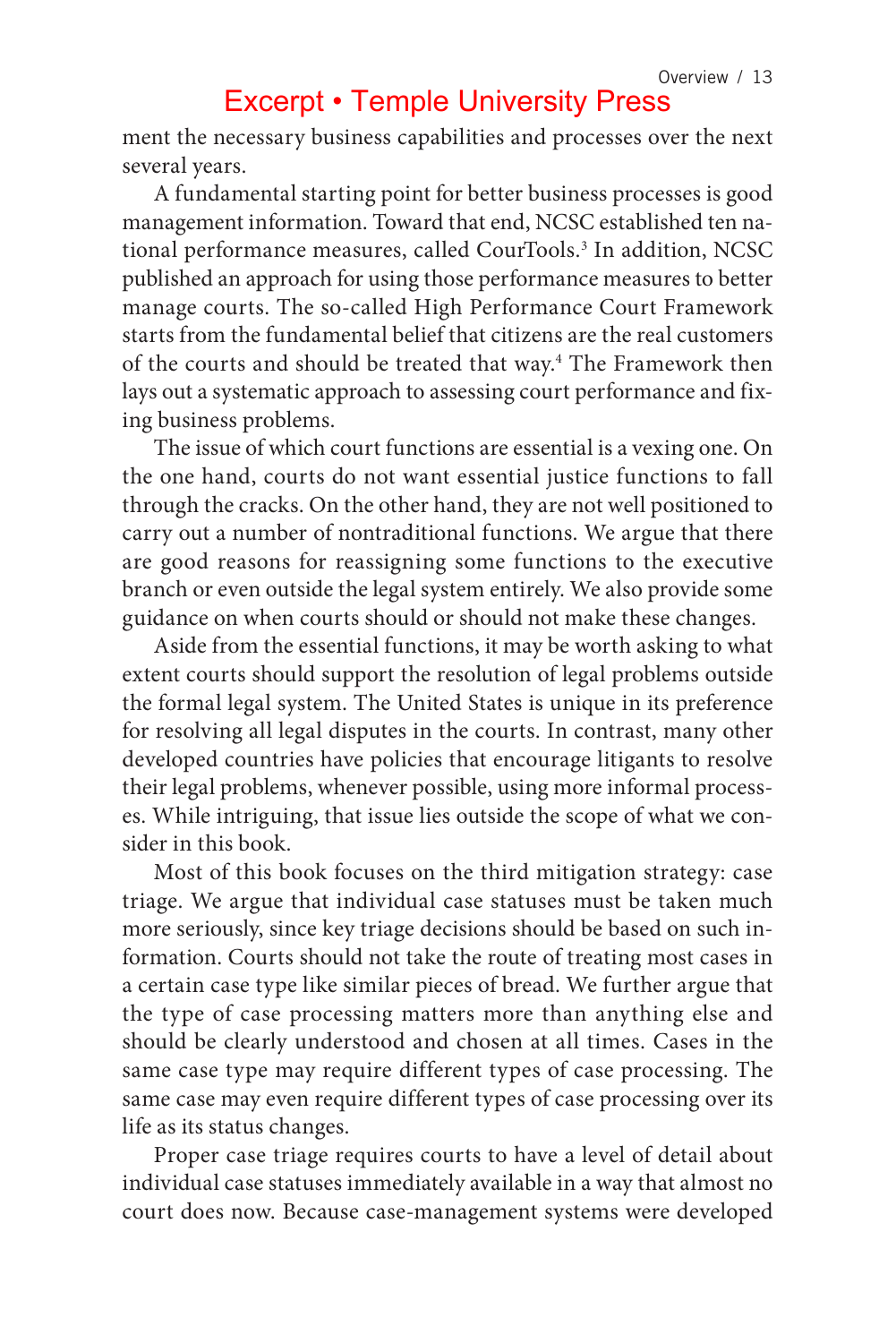ment the necessary business capabilities and processes over the next several years.

A fundamental starting point for better business processes is good management information. Toward that end, NCSC established ten national performance measures, called CourTools.[3] In addition, NCSC published an approach for using those performance measures to better manage courts. The so-called High Performance Court Framework starts from the fundamental belief that citizens are the real customers of the courts and should be treated that way.[4] The Framework then lays out a systematic approach to assessing court performance and fixing business problems.

The issue of which court functions are essential is a vexing one. On the one hand, courts do not want essential justice functions to fall through the cracks. On the other hand, they are not well positioned to carry out a number of nontraditional functions. We argue that there are good reasons for reassigning some functions to the executive branch or even outside the legal system entirely. We also provide some guidance on when courts should or should not make these changes.

Aside from the essential functions, it may be worth asking to what extent courts should support the resolution of legal problems outside the formal legal system. The United States is unique in its preference for resolving all legal disputes in the courts. In contrast, many other developed countries have policies that encourage litigants to resolve their legal problems, whenever possible, using more informal processes. While intriguing, that issue lies outside the scope of what we consider in this book.

Most of this book focuses on the third mitigation strategy: case triage. We argue that individual case statuses must be taken much more seriously, since key triage decisions should be based on such information. Courts should not take the route of treating most cases in a certain case type like similar pieces of bread. We further argue that the type of case processing matters more than anything else and should be clearly understood and chosen at all times. Cases in the same case type may require different types of case processing. The same case may even require different types of case processing over its life as its status changes.

Proper case triage requires courts to have a level of detail about individual case statuses immediately available in a way that almost no court does now. Because case-management systems were developed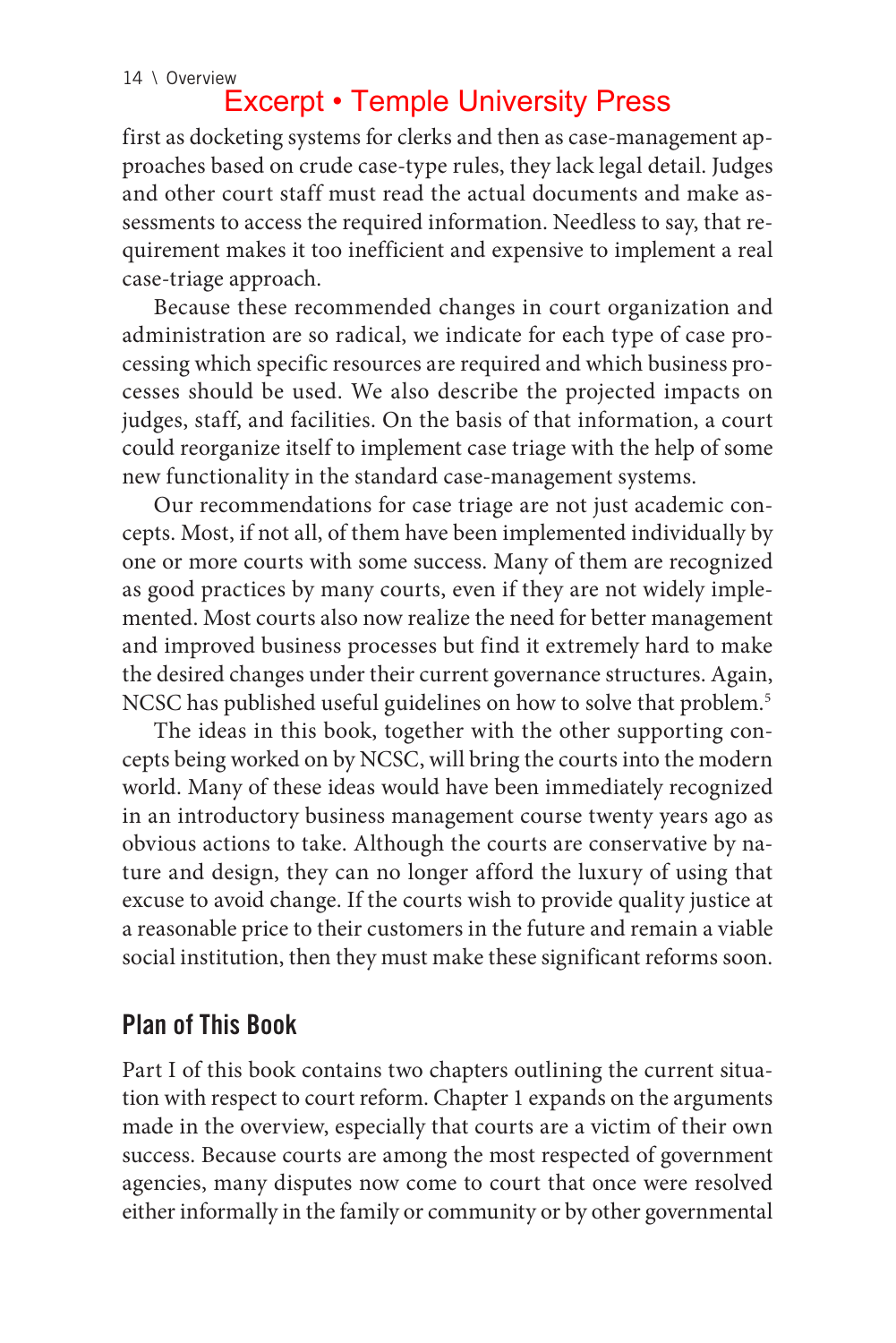first as docketing systems for clerks and then as case-management approaches based on crude case-type rules, they lack legal detail. Judges and other court staff must read the actual documents and make assessments to access the required information. Needless to say, that requirement makes it too inefficient and expensive to implement a real case-triage approach.

Because these recommended changes in court organization and administration are so radical, we indicate for each type of case processing which specific resources are required and which business processes should be used. We also describe the projected impacts on judges, staff, and facilities. On the basis of that information, a court could reorganize itself to implement case triage with the help of some new functionality in the standard case-management systems.

Our recommendations for case triage are not just academic concepts. Most, if not all, of them have been implemented individually by one or more courts with some success. Many of them are recognized as good practices by many courts, even if they are not widely implemented. Most courts also now realize the need for better management and improved business processes but find it extremely hard to make the desired changes under their current governance structures. Again, NCSC has published useful guidelines on how to solve that problem.[5]

The ideas in this book, together with the other supporting concepts being worked on by NCSC, will bring the courts into the modern world. Many of these ideas would have been immediately recognized in an introductory business management course twenty years ago as obvious actions to take. Although the courts are conservative by nature and design, they can no longer afford the luxury of using that excuse to avoid change. If the courts wish to provide quality justice at a reasonable price to their customers in the future and remain a viable social institution, then they must make these significant reforms soon.

## Plan of This Book

Part I of this book contains two chapters outlining the current situation with respect to court reform. Chapter 1 expands on the arguments made in the overview, especially that courts are a victim of their own success. Because courts are among the most respected of government agencies, many disputes now come to court that once were resolved either informally in the family or community or by other governmental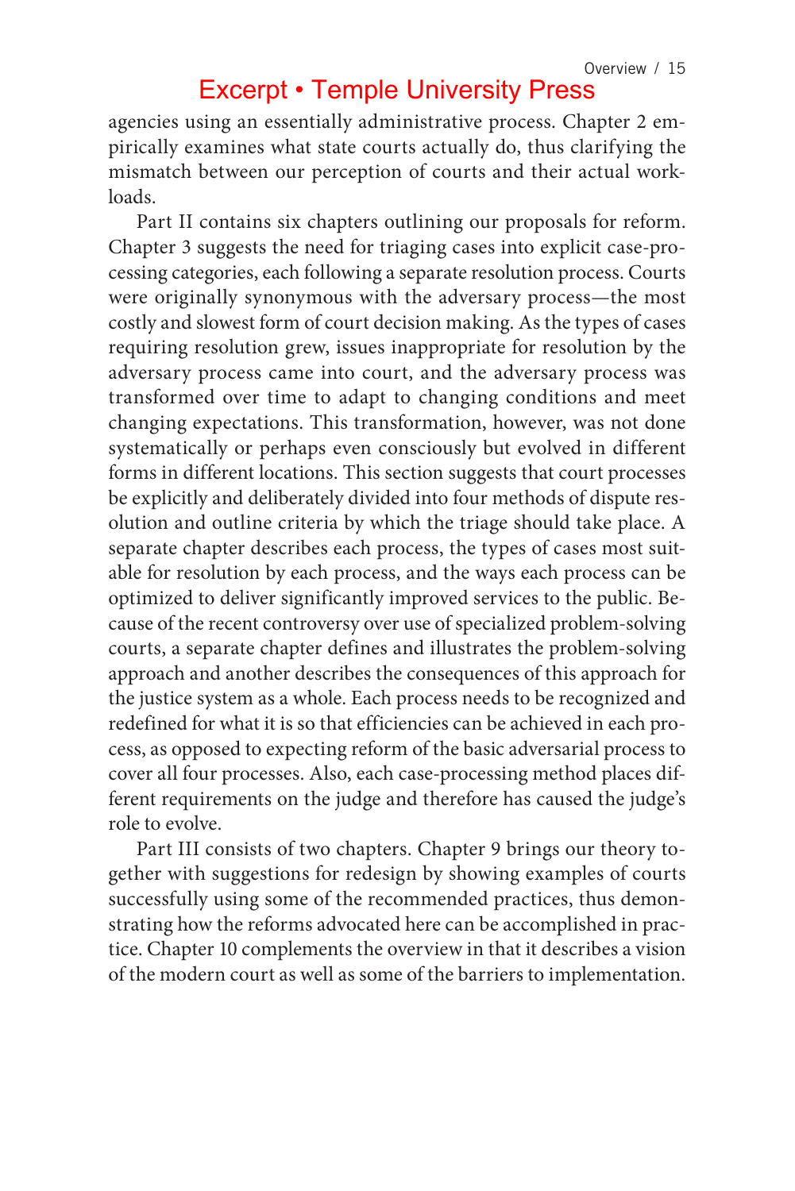agencies using an essentially administrative process. Chapter 2 empirically examines what state courts actually do, thus clarifying the mismatch between our perception of courts and their actual workloads.

Part II contains six chapters outlining our proposals for reform. Chapter 3 suggests the need for triaging cases into explicit case-processing categories, each following a separate resolution process. Courts were originally synonymous with the adversary process—the most costly and slowest form of court decision making. As the types of cases requiring resolution grew, issues inappropriate for resolution by the adversary process came into court, and the adversary process was transformed over time to adapt to changing conditions and meet changing expectations. This transformation, however, was not done systematically or perhaps even consciously but evolved in different forms in different locations. This section suggests that court processes be explicitly and deliberately divided into four methods of dispute resolution and outline criteria by which the triage should take place. A separate chapter describes each process, the types of cases most suitable for resolution by each process, and the ways each process can be optimized to deliver significantly improved services to the public. Because of the recent controversy over use of specialized problem-solving courts, a separate chapter defines and illustrates the problem-solving approach and another describes the consequences of this approach for the justice system as a whole. Each process needs to be recognized and redefined for what it is so that efficiencies can be achieved in each process, as opposed to expecting reform of the basic adversarial process to cover all four processes. Also, each case-processing method places different requirements on the judge and therefore has caused the judge's role to evolve.

Part III consists of two chapters. Chapter 9 brings our theory together with suggestions for redesign by showing examples of courts successfully using some of the recommended practices, thus demonstrating how the reforms advocated here can be accomplished in practice. Chapter 10 complements the overview in that it describes a vision of the modern court as well as some of the barriers to implementation.